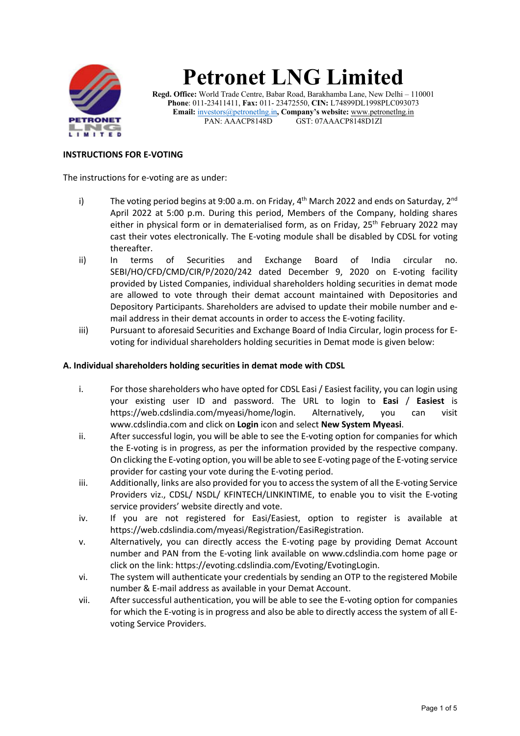# Petronet LNG Limited

**Regd. Office:** World Trade Centre, Babar Road, Barakhamba Lane, New Delhi – 110001
**Phone**: 011-23411411, **Fax:** 011- 23472550, **CIN:** L74899DL1998PLC093073
**Email:** investors@petronetlng.in**, Company's website:** www.petronetlng.in
PAN: AAACP8148D GST: 07AAACP8148D1ZI

**INSTRUCTIONS FOR E-VOTING**

The instructions for e-voting are as under:

i) The voting period begins at 9:00 a.m. on Friday, 4th March 2022 and ends on Saturday, 2nd April 2022 at 5:00 p.m. During this period, Members of the Company, holding shares either in physical form or in dematerialised form, as on Friday, 25th February 2022 may cast their votes electronically. The E-voting module shall be disabled by CDSL for voting thereafter.

ii) In terms of Securities and Exchange Board of India circular no. SEBI/HO/CFD/CMD/CIR/P/2020/242 dated December 9, 2020 on E-voting facility provided by Listed Companies, individual shareholders holding securities in demat mode are allowed to vote through their demat account maintained with Depositories and Depository Participants. Shareholders are advised to update their mobile number and e-mail address in their demat accounts in order to access the E-voting facility.

iii) Pursuant to aforesaid Securities and Exchange Board of India Circular, login process for E-voting for individual shareholders holding securities in Demat mode is given below:

**A. Individual shareholders holding securities in demat mode with CDSL**

i. For those shareholders who have opted for CDSL Easi / Easiest facility, you can login using your existing user ID and password. The URL to login to **Easi** / **Easiest** is https://web.cdslindia.com/myeasi/home/login. Alternatively, you can visit www.cdslindia.com and click on **Login** icon and select **New System Myeasi**.

ii. After successful login, you will be able to see the E-voting option for companies for which the E-voting is in progress, as per the information provided by the respective company. On clicking the E-voting option, you will be able to see E-voting page of the E-voting service provider for casting your vote during the E-voting period.

iii. Additionally, links are also provided for you to access the system of all the E-voting Service Providers viz., CDSL/ NSDL/ KFINTECH/LINKINTIME, to enable you to visit the E-voting service providers' website directly and vote.

iv. If you are not registered for Easi/Easiest, option to register is available at https://web.cdslindia.com/myeasi/Registration/EasiRegistration.

v. Alternatively, you can directly access the E-voting page by providing Demat Account number and PAN from the E-voting link available on www.cdslindia.com home page or click on the link: https://evoting.cdslindia.com/Evoting/EvotingLogin.

vi. The system will authenticate your credentials by sending an OTP to the registered Mobile number & E-mail address as available in your Demat Account.

vii. After successful authentication, you will be able to see the E-voting option for companies for which the E-voting is in progress and also be able to directly access the system of all E-voting Service Providers.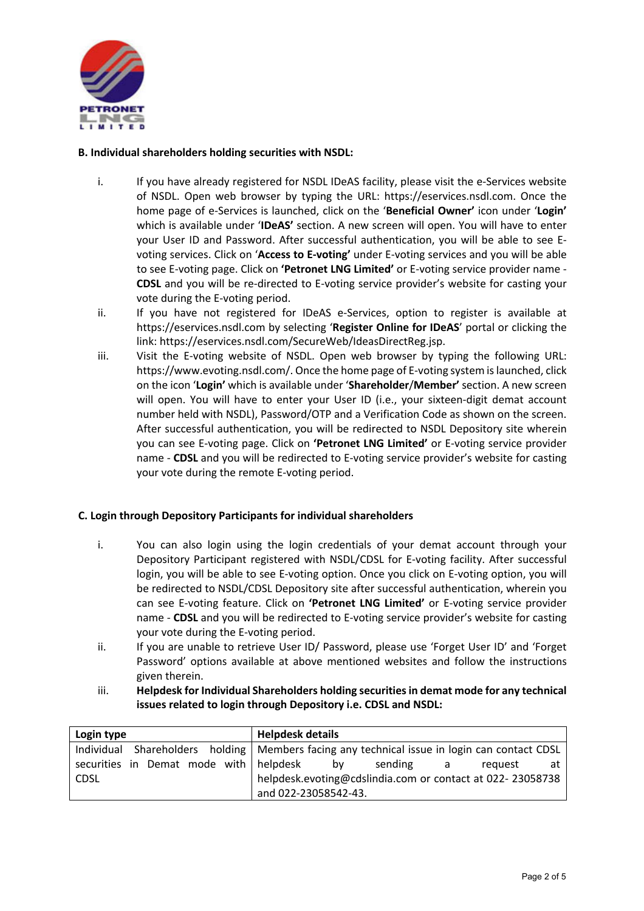**B. Individual shareholders holding securities with NSDL:**

i. If you have already registered for NSDL IDeAS facility, please visit the e-Services website of NSDL. Open web browser by typing the URL: https://eservices.nsdl.com. Once the home page of e-Services is launched, click on the '**Beneficial Owner'** icon under '**Login'** which is available under '**IDeAS'** section. A new screen will open. You will have to enter your User ID and Password. After successful authentication, you will be able to see E-voting services. Click on '**Access to E-voting'** under E-voting services and you will be able to see E-voting page. Click on **'Petronet LNG Limited'** or E-voting service provider name - **CDSL** and you will be re-directed to E-voting service provider's website for casting your vote during the E-voting period.

ii. If you have not registered for IDeAS e-Services, option to register is available at https://eservices.nsdl.com by selecting '**Register Online for IDeAS**' portal or clicking the link: https://eservices.nsdl.com/SecureWeb/IdeasDirectReg.jsp.

iii. Visit the E-voting website of NSDL. Open web browser by typing the following URL: https://www.evoting.nsdl.com/. Once the home page of E-voting system is launched, click on the icon '**Login'** which is available under '**Shareholder**/**Member'** section. A new screen will open. You will have to enter your User ID (i.e., your sixteen-digit demat account number held with NSDL), Password/OTP and a Verification Code as shown on the screen. After successful authentication, you will be redirected to NSDL Depository site wherein you can see E-voting page. Click on **'Petronet LNG Limited'** or E-voting service provider name - **CDSL** and you will be redirected to E-voting service provider's website for casting your vote during the remote E-voting period.

**C. Login through Depository Participants for individual shareholders**

i. You can also login using the login credentials of your demat account through your Depository Participant registered with NSDL/CDSL for E-voting facility. After successful login, you will be able to see E-voting option. Once you click on E-voting option, you will be redirected to NSDL/CDSL Depository site after successful authentication, wherein you can see E-voting feature. Click on **'Petronet LNG Limited'** or E-voting service provider name - **CDSL** and you will be redirected to E-voting service provider's website for casting your vote during the E-voting period.

ii. If you are unable to retrieve User ID/ Password, please use 'Forget User ID' and 'Forget Password' options available at above mentioned websites and follow the instructions given therein.

iii. **Helpdesk for Individual Shareholders holding securities in demat mode for any technical issues related to login through Depository i.e. CDSL and NSDL:**

| **Login type** | **Helpdesk details** |
|---|---|
| Individual Shareholders holding securities in Demat mode with CDSL | Members facing any technical issue in login can contact CDSL helpdesk by sending a request at helpdesk.evoting@cdslindia.com or contact at 022- 23058738 and 022-23058542-43. |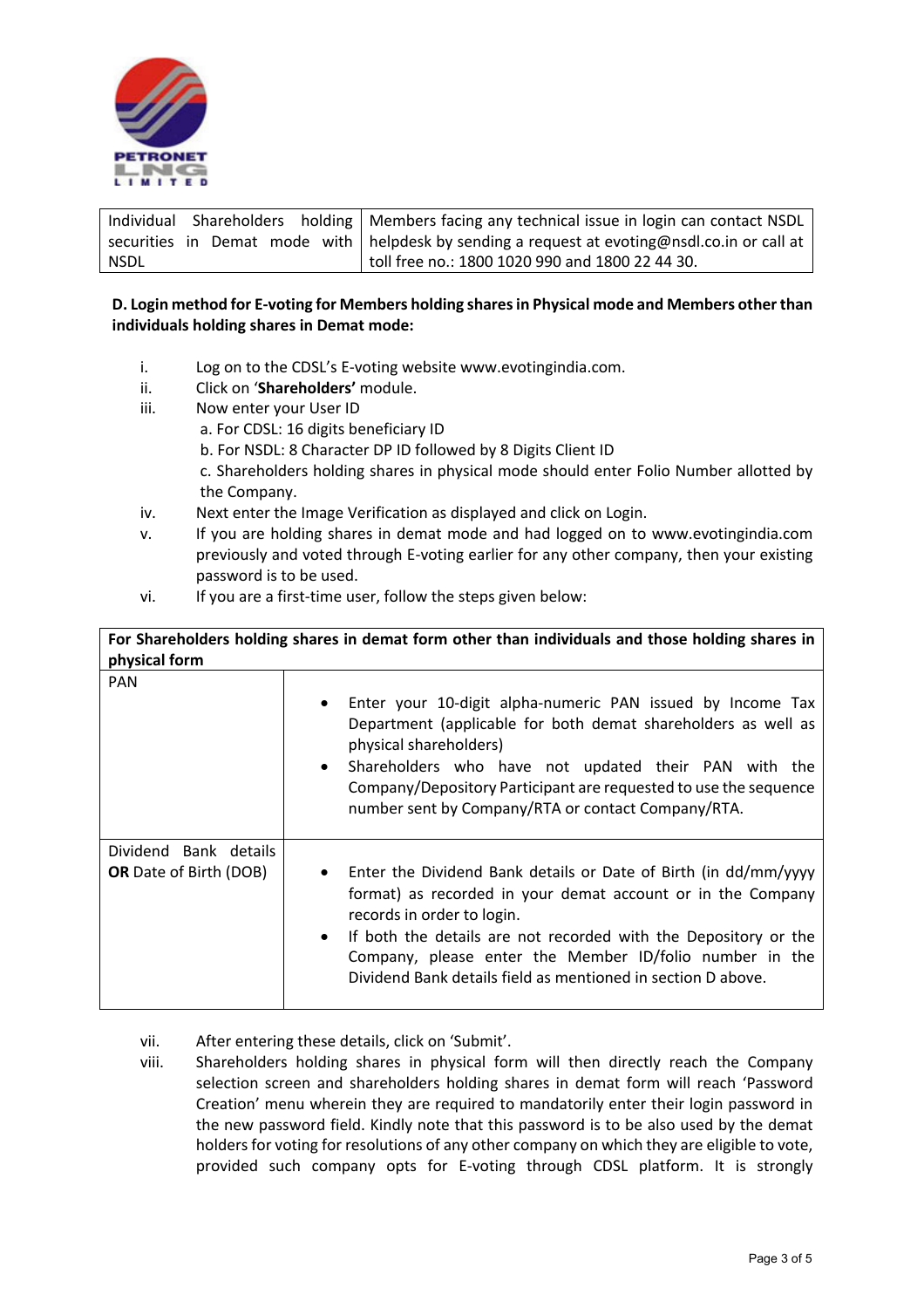| Individual Shareholders holding securities in Demat mode with NSDL | Members facing any technical issue in login can contact NSDL helpdesk by sending a request at evoting@nsdl.co.in or call at toll free no.: 1800 1020 990 and 1800 22 44 30. |
|---|---|

**D. Login method for E-voting for Members holding shares in Physical mode and Members other than individuals holding shares in Demat mode:**

i. Log on to the CDSL's E-voting website www.evotingindia.com.

ii. Click on '**Shareholders'** module.

iii. Now enter your User ID
   a. For CDSL: 16 digits beneficiary ID
   b. For NSDL: 8 Character DP ID followed by 8 Digits Client ID
   c. Shareholders holding shares in physical mode should enter Folio Number allotted by the Company.

iv. Next enter the Image Verification as displayed and click on Login.

v. If you are holding shares in demat mode and had logged on to www.evotingindia.com previously and voted through E-voting earlier for any other company, then your existing password is to be used.

vi. If you are a first-time user, follow the steps given below:

| **For Shareholders holding shares in demat form other than individuals and those holding shares in physical form** | |
|---|---|
| PAN | • Enter your 10-digit alpha-numeric PAN issued by Income Tax Department (applicable for both demat shareholders as well as physical shareholders)<br>• Shareholders who have not updated their PAN with the Company/Depository Participant are requested to use the sequence number sent by Company/RTA or contact Company/RTA. |
| Dividend Bank details **OR** Date of Birth (DOB) | • Enter the Dividend Bank details or Date of Birth (in dd/mm/yyyy format) as recorded in your demat account or in the Company records in order to login.<br>• If both the details are not recorded with the Depository or the Company, please enter the Member ID/folio number in the Dividend Bank details field as mentioned in section D above. |

vii. After entering these details, click on 'Submit'.

viii. Shareholders holding shares in physical form will then directly reach the Company selection screen and shareholders holding shares in demat form will reach 'Password Creation' menu wherein they are required to mandatorily enter their login password in the new password field. Kindly note that this password is to be also used by the demat holders for voting for resolutions of any other company on which they are eligible to vote, provided such company opts for E-voting through CDSL platform. It is strongly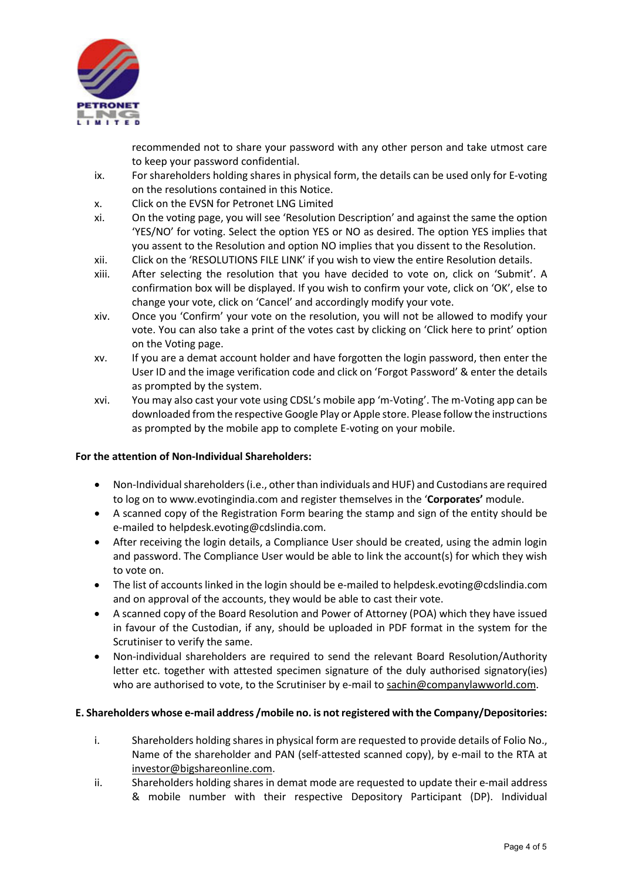recommended not to share your password with any other person and take utmost care to keep your password confidential.

ix. For shareholders holding shares in physical form, the details can be used only for E-voting on the resolutions contained in this Notice.

x. Click on the EVSN for Petronet LNG Limited

xi. On the voting page, you will see 'Resolution Description' and against the same the option 'YES/NO' for voting. Select the option YES or NO as desired. The option YES implies that you assent to the Resolution and option NO implies that you dissent to the Resolution.

xii. Click on the 'RESOLUTIONS FILE LINK' if you wish to view the entire Resolution details.

xiii. After selecting the resolution that you have decided to vote on, click on 'Submit'. A confirmation box will be displayed. If you wish to confirm your vote, click on 'OK', else to change your vote, click on 'Cancel' and accordingly modify your vote.

xiv. Once you 'Confirm' your vote on the resolution, you will not be allowed to modify your vote. You can also take a print of the votes cast by clicking on 'Click here to print' option on the Voting page.

xv. If you are a demat account holder and have forgotten the login password, then enter the User ID and the image verification code and click on 'Forgot Password' & enter the details as prompted by the system.

xvi. You may also cast your vote using CDSL's mobile app 'm-Voting'. The m-Voting app can be downloaded from the respective Google Play or Apple store. Please follow the instructions as prompted by the mobile app to complete E-voting on your mobile.

**For the attention of Non-Individual Shareholders:**

- Non-Individual shareholders (i.e., other than individuals and HUF) and Custodians are required to log on to www.evotingindia.com and register themselves in the '**Corporates'** module.
- A scanned copy of the Registration Form bearing the stamp and sign of the entity should be e-mailed to helpdesk.evoting@cdslindia.com.
- After receiving the login details, a Compliance User should be created, using the admin login and password. The Compliance User would be able to link the account(s) for which they wish to vote on.
- The list of accounts linked in the login should be e-mailed to helpdesk.evoting@cdslindia.com and on approval of the accounts, they would be able to cast their vote.
- A scanned copy of the Board Resolution and Power of Attorney (POA) which they have issued in favour of the Custodian, if any, should be uploaded in PDF format in the system for the Scrutiniser to verify the same.
- Non-individual shareholders are required to send the relevant Board Resolution/Authority letter etc. together with attested specimen signature of the duly authorised signatory(ies) who are authorised to vote, to the Scrutiniser by e-mail to sachin@companylawworld.com.

**E. Shareholders whose e-mail address /mobile no. is not registered with the Company/Depositories:**

i. Shareholders holding shares in physical form are requested to provide details of Folio No., Name of the shareholder and PAN (self-attested scanned copy), by e-mail to the RTA at investor@bigshareonline.com.

ii. Shareholders holding shares in demat mode are requested to update their e-mail address & mobile number with their respective Depository Participant (DP). Individual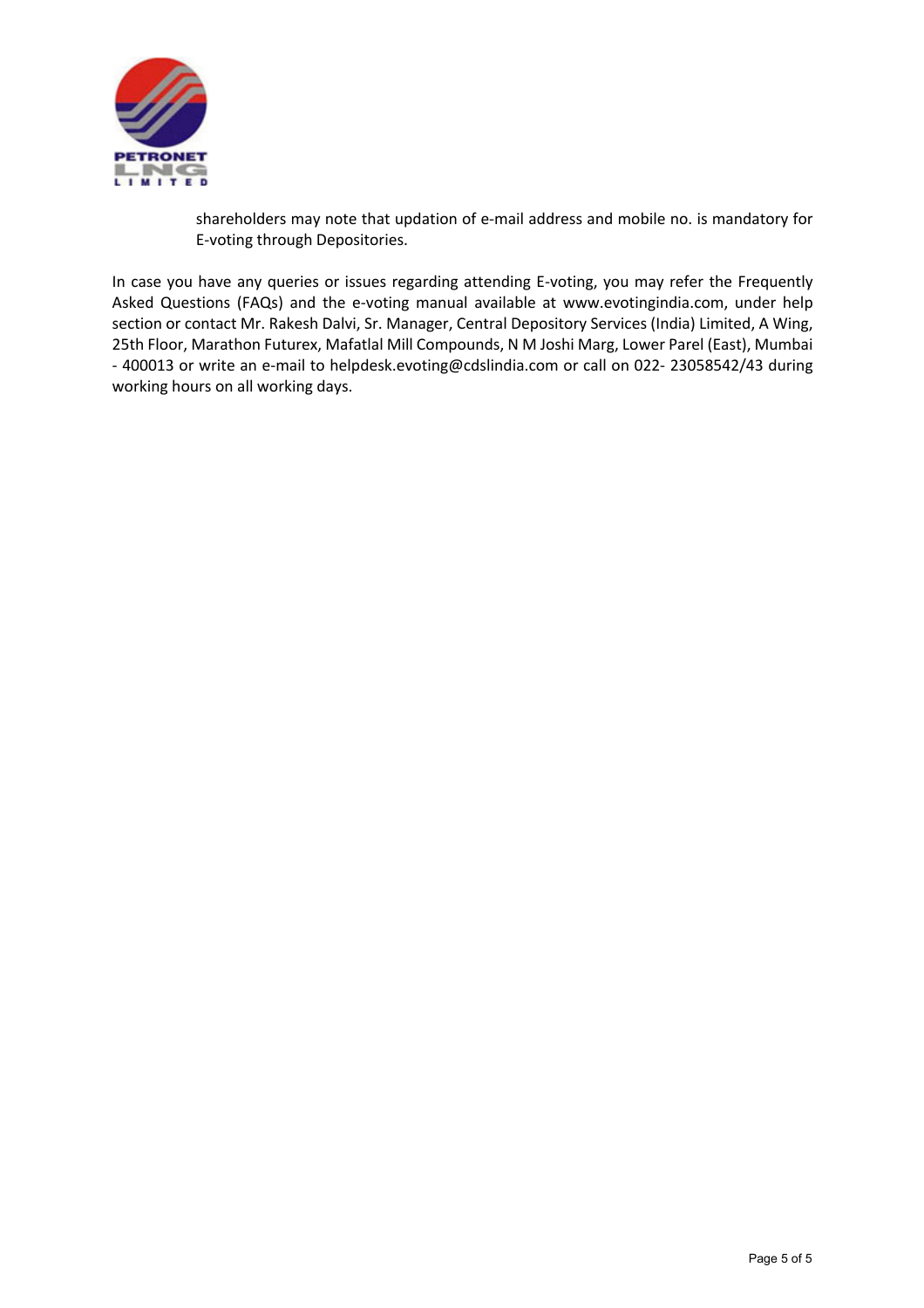shareholders may note that updation of e-mail address and mobile no. is mandatory for E-voting through Depositories.

In case you have any queries or issues regarding attending E-voting, you may refer the Frequently Asked Questions (FAQs) and the e-voting manual available at www.evotingindia.com, under help section or contact Mr. Rakesh Dalvi, Sr. Manager, Central Depository Services (India) Limited, A Wing, 25th Floor, Marathon Futurex, Mafatlal Mill Compounds, N M Joshi Marg, Lower Parel (East), Mumbai - 400013 or write an e-mail to helpdesk.evoting@cdslindia.com or call on 022- 23058542/43 during working hours on all working days.